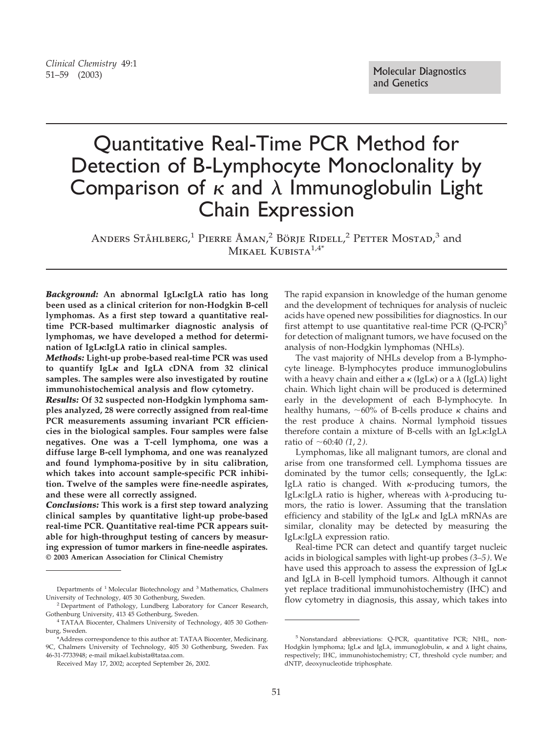Molecular Diagnostics and Genetics

# Quantitative Real-Time PCR Method for Detection of B-Lymphocyte Monoclonality by Comparison of κ and λ Immunoglobulin Light Chain Expression

Anders Ståhlberg,[1] Pierre Åman,[2] Börje Ridell,[2] Petter Mostad,[3] and Mikael Kubista[1,4*]

***Background:*** **An abnormal IgLκ:IgLλ ratio has long been used as a clinical criterion for non-Hodgkin B-cell lymphomas. As a first step toward a quantitative real-time PCR-based multimarker diagnostic analysis of lymphomas, we have developed a method for determination of IgLκ:IgLλ ratio in clinical samples.**

***Methods:*** **Light-up probe-based real-time PCR was used to quantify IgLκ and IgLλ cDNA from 32 clinical samples. The samples were also investigated by routine immunohistochemical analysis and flow cytometry.**

***Results:*** **Of 32 suspected non-Hodgkin lymphoma samples analyzed, 28 were correctly assigned from real-time PCR measurements assuming invariant PCR efficiencies in the biological samples. Four samples were false negatives. One was a T-cell lymphoma, one was a diffuse large B-cell lymphoma, and one was reanalyzed and found lymphoma-positive by in situ calibration, which takes into account sample-specific PCR inhibition. Twelve of the samples were fine-needle aspirates, and these were all correctly assigned.**

***Conclusions:*** **This work is a first step toward analyzing clinical samples by quantitative light-up probe-based real-time PCR. Quantitative real-time PCR appears suitable for high-throughput testing of cancers by measuring expression of tumor markers in fine-needle aspirates.**
**© 2003 American Association for Clinical Chemistry**

The rapid expansion in knowledge of the human genome and the development of techniques for analysis of nucleic acids have opened new possibilities for diagnostics. In our first attempt to use quantitative real-time PCR (Q-PCR)[5] for detection of malignant tumors, we have focused on the analysis of non-Hodgkin lymphomas (NHLs).

The vast majority of NHLs develop from a B-lymphocyte lineage. B-lymphocytes produce immunoglobulins with a heavy chain and either a κ (IgLκ) or a λ (IgLλ) light chain. Which light chain will be produced is determined early in the development of each B-lymphocyte. In healthy humans, ~60% of B-cells produce κ chains and the rest produce λ chains. Normal lymphoid tissues therefore contain a mixture of B-cells with an IgLκ:IgLλ ratio of ~60:40 *(1, 2)*.

Lymphomas, like all malignant tumors, are clonal and arise from one transformed cell. Lymphoma tissues are dominated by the tumor cells; consequently, the IgLκ:IgLλ ratio is changed. With κ-producing tumors, the IgLκ:IgLλ ratio is higher, whereas with λ-producing tumors, the ratio is lower. Assuming that the translation efficiency and stability of the IgLκ and IgLλ mRNAs are similar, clonality may be detected by measuring the IgLκ:IgLλ expression ratio.

Real-time PCR can detect and quantify target nucleic acids in biological samples with light-up probes *(3–5)*. We have used this approach to assess the expression of IgLκ and IgLλ in B-cell lymphoid tumors. Although it cannot yet replace traditional immunohistochemistry (IHC) and flow cytometry in diagnosis, this assay, which takes into

---

Departments of [1] Molecular Biotechnology and [3] Mathematics, Chalmers University of Technology, 405 30 Gothenburg, Sweden.

[2] Department of Pathology, Lundberg Laboratory for Cancer Research, Gothenburg University, 413 45 Gothenburg, Sweden.

[4] TATAA Biocenter, Chalmers University of Technology, 405 30 Gothenburg, Sweden.

*Address correspondence to this author at: TATAA Biocenter, Medicinarg. 9C, Chalmers University of Technology, 405 30 Gothenburg, Sweden. Fax 46-31-7733948; e-mail mikael.kubista@tataa.com.

Received May 17, 2002; accepted September 26, 2002.

[5] Nonstandard abbreviations: Q-PCR, quantitative PCR; NHL, non-Hodgkin lymphoma; IgLκ and IgLλ, immunoglobulin, κ and λ light chains, respectively; IHC, immunohistochemistry; CT, threshold cycle number; and dNTP, deoxynucleotide triphosphate.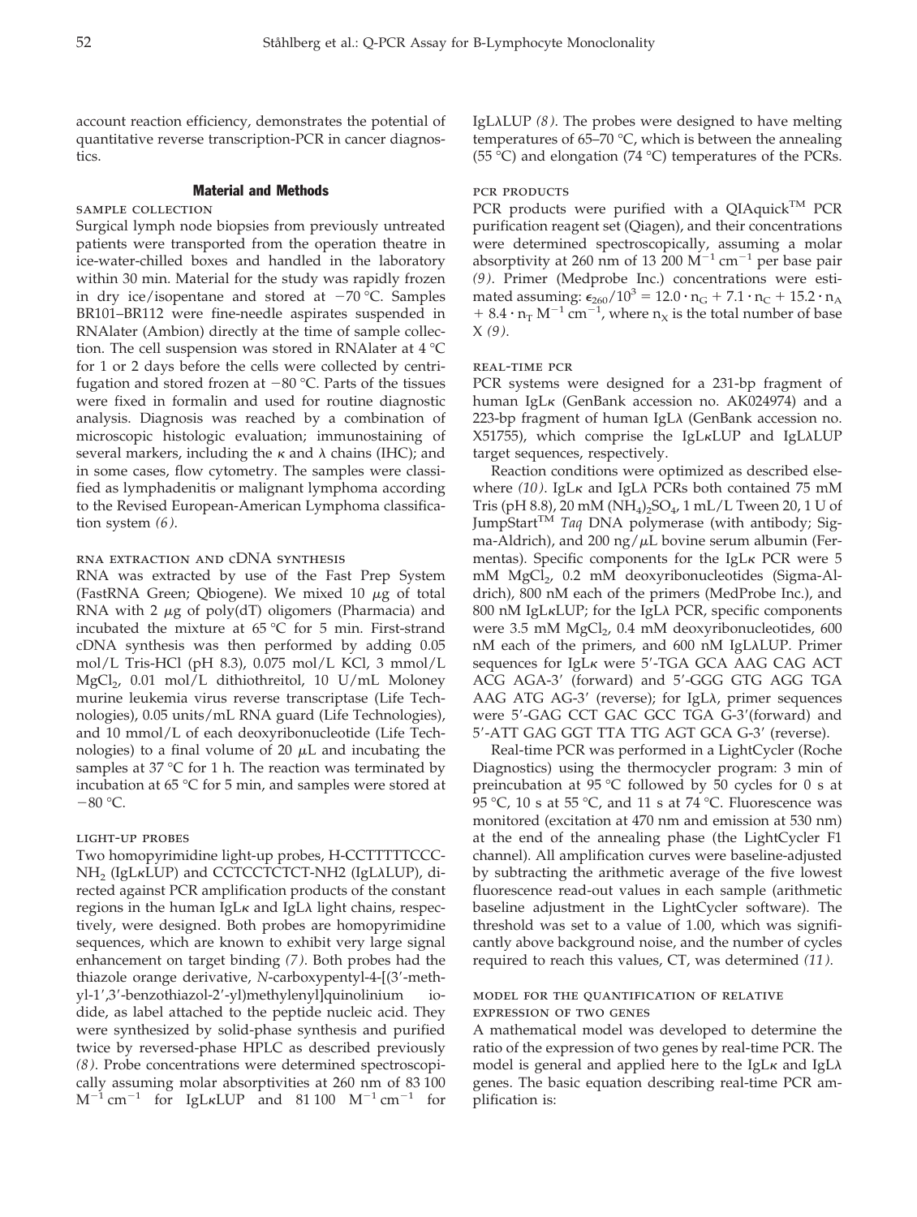account reaction efficiency, demonstrates the potential of quantitative reverse transcription-PCR in cancer diagnostics.

## Material and Methods

### sample collection

Surgical lymph node biopsies from previously untreated patients were transported from the operation theatre in ice-water-chilled boxes and handled in the laboratory within 30 min. Material for the study was rapidly frozen in dry ice/isopentane and stored at −70 °C. Samples BR101–BR112 were fine-needle aspirates suspended in RNAlater (Ambion) directly at the time of sample collection. The cell suspension was stored in RNAlater at 4 °C for 1 or 2 days before the cells were collected by centrifugation and stored frozen at −80 °C. Parts of the tissues were fixed in formalin and used for routine diagnostic analysis. Diagnosis was reached by a combination of microscopic histologic evaluation; immunostaining of several markers, including the κ and λ chains (IHC); and in some cases, flow cytometry. The samples were classified as lymphadenitis or malignant lymphoma according to the Revised European-American Lymphoma classification system *(6)*.

### rna extraction and cDNA synthesis

RNA was extracted by use of the Fast Prep System (FastRNA Green; Qbiogene). We mixed 10 μg of total RNA with 2 μg of poly(dT) oligomers (Pharmacia) and incubated the mixture at 65 °C for 5 min. First-strand cDNA synthesis was then performed by adding 0.05 mol/L Tris-HCl (pH 8.3), 0.075 mol/L KCl, 3 mmol/L $MgCl_2$, 0.01 mol/L dithiothreitol, 10 U/mL Moloney murine leukemia virus reverse transcriptase (Life Technologies), 0.05 units/mL RNA guard (Life Technologies), and 10 mmol/L of each deoxyribonucleotide (Life Technologies) to a final volume of 20 μL and incubating the samples at 37 °C for 1 h. The reaction was terminated by incubation at 65 °C for 5 min, and samples were stored at −80 °C.

### light-up probes

Two homopyrimidine light-up probes, H-CCTTTTTCCC-$NH_2$ (IgLκLUP) and CCTCCTCTCT-NH2 (IgLλLUP), directed against PCR amplification products of the constant regions in the human IgLκ and IgLλ light chains, respectively, were designed. Both probes are homopyrimidine sequences, which are known to exhibit very large signal enhancement on target binding *(7)*. Both probes had the thiazole orange derivative, *N*-carboxypentyl-4-[(3′-methyl-1′,3′-benzothiazol-2′-yl)methylenyl]quinolinium iodide, as label attached to the peptide nucleic acid. They were synthesized by solid-phase synthesis and purified twice by reversed-phase HPLC as described previously *(8)*. Probe concentrations were determined spectroscopically assuming molar absorptivities at 260 nm of 83 100 $M^{-1}\,cm^{-1}$ for IgLκLUP and 81 100 $M^{-1}\,cm^{-1}$ for IgLλLUP *(8)*. The probes were designed to have melting temperatures of 65–70 °C, which is between the annealing (55 °C) and elongation (74 °C) temperatures of the PCRs.

### pcr products

PCR products were purified with a QIAquick™ PCR purification reagent set (Qiagen), and their concentrations were determined spectroscopically, assuming a molar absorptivity at 260 nm of 13 200 $M^{-1}\,cm^{-1}$ per base pair *(9)*. Primer (Medprobe Inc.) concentrations were estimated assuming: $\epsilon_{260}/10^3 = 12.0 \cdot n_G + 7.1 \cdot n_C + 15.2 \cdot n_A + 8.4 \cdot n_T\ M^{-1}\,cm^{-1}$, where $n_X$ is the total number of base X *(9)*.

### real-time pcr

PCR systems were designed for a 231-bp fragment of human IgLκ (GenBank accession no. AK024974) and a 223-bp fragment of human IgLλ (GenBank accession no. X51755), which comprise the IgLκLUP and IgLλLUP target sequences, respectively.

Reaction conditions were optimized as described elsewhere *(10)*. IgLκ and IgLλ PCRs both contained 75 mM Tris (pH 8.8), 20 mM $(NH_4)_2SO_4$, 1 mL/L Tween 20, 1 U of JumpStart™ *Taq* DNA polymerase (with antibody; Sigma-Aldrich), and 200 ng/μL bovine serum albumin (Fermentas). Specific components for the IgLκ PCR were 5 mM $MgCl_2$, 0.2 mM deoxyribonucleotides (Sigma-Aldrich), 800 nM each of the primers (MedProbe Inc.), and 800 nM IgLκLUP; for the IgLλ PCR, specific components were 3.5 mM $MgCl_2$, 0.4 mM deoxyribonucleotides, 600 nM each of the primers, and 600 nM IgLλLUP. Primer sequences for IgLκ were 5′-TGA GCA AAG CAG ACT ACG AGA-3′ (forward) and 5′-GGG GTG AGG TGA AAG ATG AG-3′ (reverse); for IgLλ, primer sequences were 5′-GAG CCT GAC GCC TGA G-3′(forward) and 5′-ATT GAG GGT TTA TTG AGT GCA G-3′ (reverse).

Real-time PCR was performed in a LightCycler (Roche Diagnostics) using the thermocycler program: 3 min of preincubation at 95 °C followed by 50 cycles for 0 s at 95 °C, 10 s at 55 °C, and 11 s at 74 °C. Fluorescence was monitored (excitation at 470 nm and emission at 530 nm) at the end of the annealing phase (the LightCycler F1 channel). All amplification curves were baseline-adjusted by subtracting the arithmetic average of the five lowest fluorescence read-out values in each sample (arithmetic baseline adjustment in the LightCycler software). The threshold was set to a value of 1.00, which was significantly above background noise, and the number of cycles required to reach this values, CT, was determined *(11)*.

### model for the quantification of relative expression of two genes

A mathematical model was developed to determine the ratio of the expression of two genes by real-time PCR. The model is general and applied here to the IgLκ and IgLλ genes. The basic equation describing real-time PCR amplification is: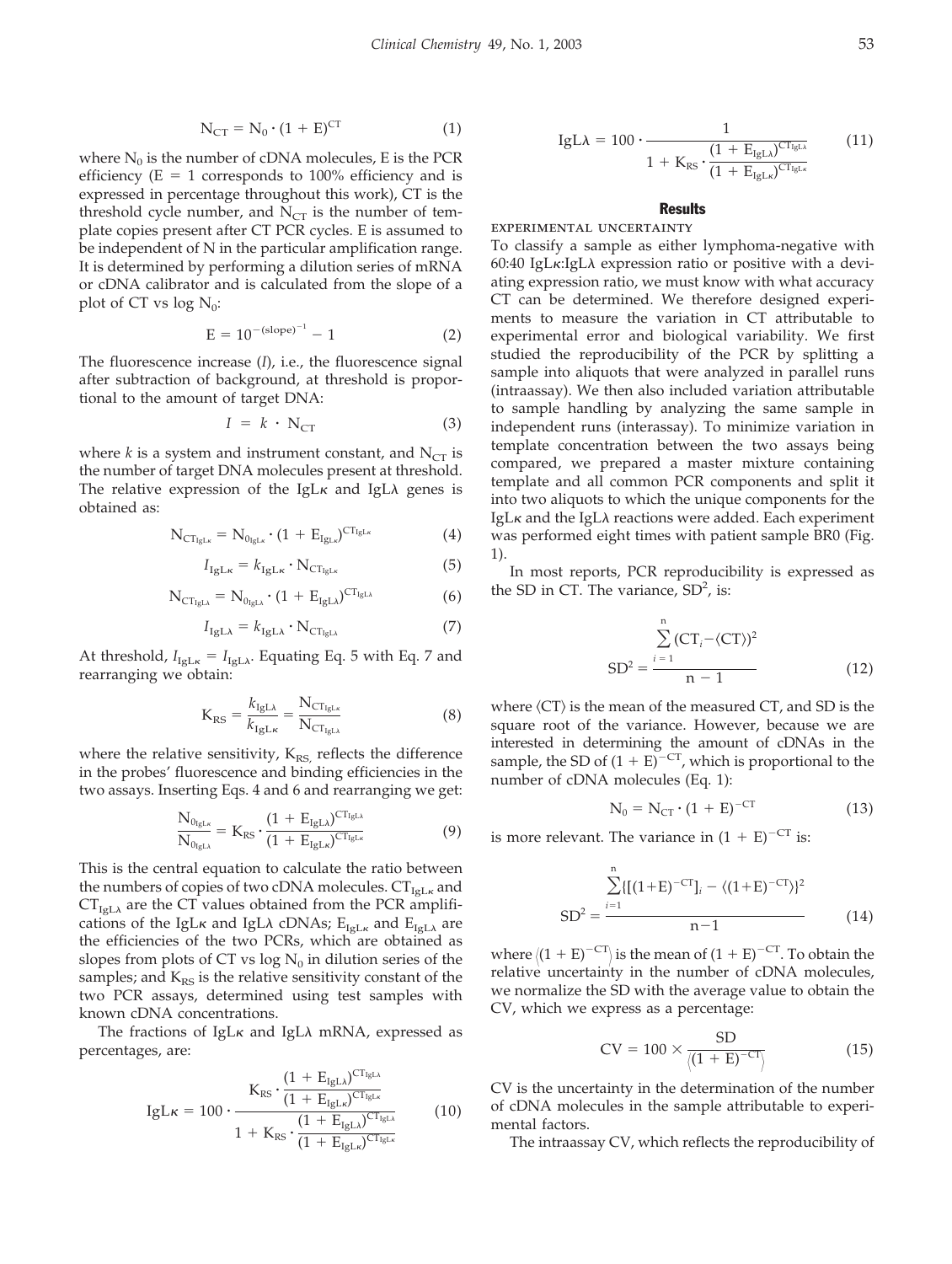$$N_{CT} = N_0 \cdot (1 + E)^{CT} \qquad (1)$$

where $N_0$ is the number of cDNA molecules, E is the PCR efficiency (E = 1 corresponds to 100% efficiency and is expressed in percentage throughout this work), CT is the threshold cycle number, and $N_{CT}$ is the number of template copies present after CT PCR cycles. E is assumed to be independent of N in the particular amplification range. It is determined by performing a dilution series of mRNA or cDNA calibrator and is calculated from the slope of a plot of CT vs log $N_0$:

$$E = 10^{-(\text{slope})^{-1}} - 1 \qquad (2)$$

The fluorescence increase ($I$), i.e., the fluorescence signal after subtraction of background, at threshold is proportional to the amount of target DNA:

$$I = k \cdot N_{CT} \qquad (3)$$

where $k$ is a system and instrument constant, and $N_{CT}$ is the number of target DNA molecules present at threshold. The relative expression of the IgLκ and IgLλ genes is obtained as:

$$N_{CT_{IgL\kappa}} = N_{0_{IgL\kappa}} \cdot (1 + E_{IgL\kappa})^{CT_{IgL\kappa}} \qquad (4)$$

$$I_{IgL\kappa} = k_{IgL\kappa} \cdot N_{CT_{IgL\kappa}} \qquad (5)$$

$$N_{CT_{IgL\lambda}} = N_{0_{IgL\lambda}} \cdot (1 + E_{IgL\lambda})^{CT_{IgL\lambda}} \qquad (6)$$

$$I_{IgL\lambda} = k_{IgL\lambda} \cdot N_{CT_{IgL\lambda}} \qquad (7)$$

At threshold, $I_{IgL\kappa} = I_{IgL\lambda}$. Equating Eq. 5 with Eq. 7 and rearranging we obtain:

$$K_{RS} = \frac{k_{IgL\lambda}}{k_{IgL\kappa}} = \frac{N_{CT_{IgL\kappa}}}{N_{CT_{IgL\lambda}}} \qquad (8)$$

where the relative sensitivity, $K_{RS}$, reflects the difference in the probes' fluorescence and binding efficiencies in the two assays. Inserting Eqs. 4 and 6 and rearranging we get:

$$\frac{N_{0_{IgL\kappa}}}{N_{0_{IgL\lambda}}} = K_{RS} \cdot \frac{(1 + E_{IgL\lambda})^{CT_{IgL\lambda}}}{(1 + E_{IgL\kappa})^{CT_{IgL\kappa}}} \qquad (9)$$

This is the central equation to calculate the ratio between the numbers of copies of two cDNA molecules. $CT_{IgL\kappa}$ and $CT_{IgL\lambda}$ are the CT values obtained from the PCR amplifications of the IgLκ and IgLλ cDNAs; $E_{IgL\kappa}$ and $E_{IgL\lambda}$ are the efficiencies of the two PCRs, which are obtained as slopes from plots of CT vs log $N_0$ in dilution series of the samples; and $K_{RS}$ is the relative sensitivity constant of the two PCR assays, determined using test samples with known cDNA concentrations.

The fractions of IgLκ and IgLλ mRNA, expressed as percentages, are:

$$IgL\kappa = 100 \cdot \frac{K_{RS} \cdot \dfrac{(1 + E_{IgL\lambda})^{CT_{IgL\lambda}}}{(1 + E_{IgL\kappa})^{CT_{IgL\kappa}}}}{1 + K_{RS} \cdot \dfrac{(1 + E_{IgL\lambda})^{CT_{IgL\lambda}}}{(1 + E_{IgL\kappa})^{CT_{IgL\kappa}}}} \qquad (10)$$

$$IgL\lambda = 100 \cdot \frac{1}{1 + K_{RS} \cdot \dfrac{(1 + E_{IgL\lambda})^{CT_{IgL\lambda}}}{(1 + E_{IgL\kappa})^{CT_{IgL\kappa}}}} \qquad (11)$$

## Results

### EXPERIMENTAL UNCERTAINTY

To classify a sample as either lymphoma-negative with 60:40 IgLκ:IgLλ expression ratio or positive with a deviating expression ratio, we must know with what accuracy CT can be determined. We therefore designed experiments to measure the variation in CT attributable to experimental error and biological variability. We first studied the reproducibility of the PCR by splitting a sample into aliquots that were analyzed in parallel runs (intraassay). We then also included variation attributable to sample handling by analyzing the same sample in independent runs (interassay). To minimize variation in template concentration between the two assays being compared, we prepared a master mixture containing template and all common PCR components and split it into two aliquots to which the unique components for the IgLκ and the IgLλ reactions were added. Each experiment was performed eight times with patient sample BR0 (Fig. 1).

In most reports, PCR reproducibility is expressed as the SD in CT. The variance, $SD^2$, is:

$$SD^2 = \frac{\sum_{i=1}^{n} (CT_i - \langle CT \rangle)^2}{n - 1} \qquad (12)$$

where $\langle CT \rangle$ is the mean of the measured CT, and SD is the square root of the variance. However, because we are interested in determining the amount of cDNAs in the sample, the SD of $(1 + E)^{-CT}$, which is proportional to the number of cDNA molecules (Eq. 1):

$$N_0 = N_{CT} \cdot (1 + E)^{-CT} \qquad (13)$$

is more relevant. The variance in $(1 + E)^{-CT}$ is:

$$SD^2 = \frac{\sum_{i=1}^{n} \{[(1+E)^{-CT}]_i - \langle (1+E)^{-CT} \rangle\}^2}{n-1} \qquad (14)$$

where $\langle (1 + E)^{-CT} \rangle$ is the mean of $(1 + E)^{-CT}$. To obtain the relative uncertainty in the number of cDNA molecules, we normalize the SD with the average value to obtain the CV, which we express as a percentage:

$$CV = 100 \times \frac{SD}{\langle (1 + E)^{-CT} \rangle} \qquad (15)$$

CV is the uncertainty in the determination of the number of cDNA molecules in the sample attributable to experimental factors.

The intraassay CV, which reflects the reproducibility of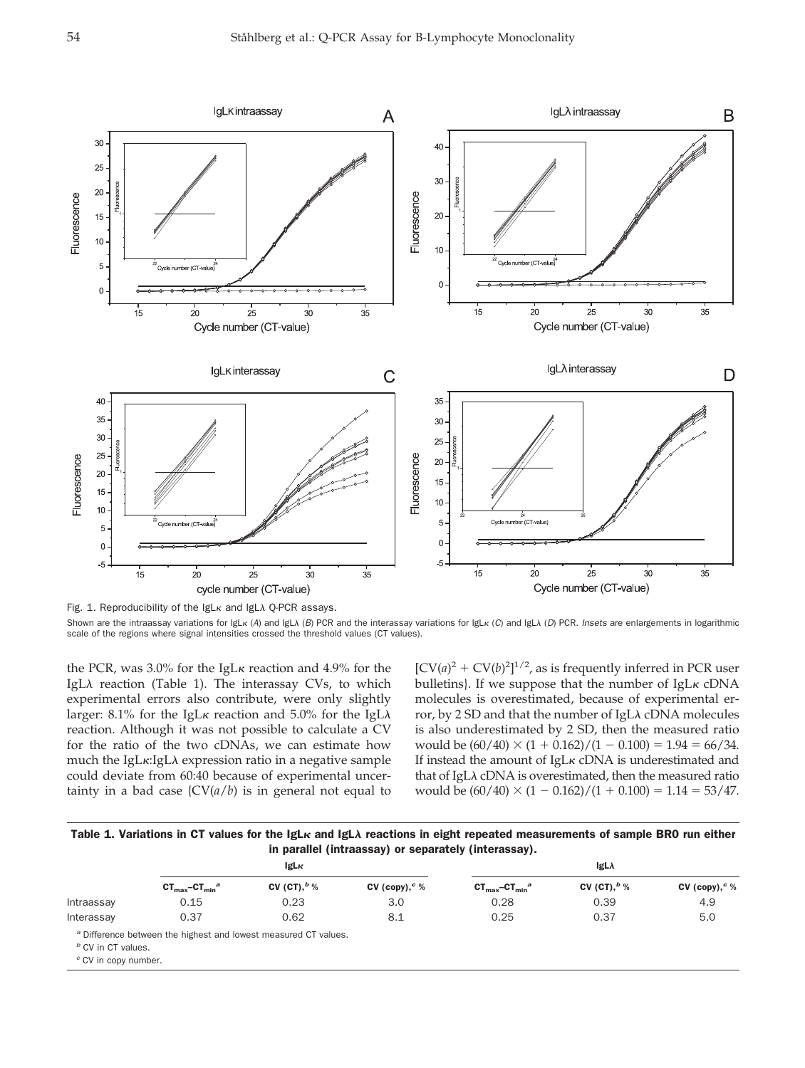Fig. 1. Reproducibility of the IgLκ and IgLλ Q-PCR assays.

Shown are the intraassay variations for IgLκ (*A*) and IgLλ (*B*) PCR and the interassay variations for IgLκ (*C*) and IgLλ (*D*) PCR. *Insets* are enlargements in logarithmic scale of the regions where signal intensities crossed the threshold values (CT values).

the PCR, was 3.0% for the IgLκ reaction and 4.9% for the IgLλ reaction (Table 1). The interassay CVs, to which experimental errors also contribute, were only slightly larger: 8.1% for the IgLκ reaction and 5.0% for the IgLλ reaction. Although it was not possible to calculate a CV for the ratio of the two cDNAs, we can estimate how much the IgLκ:IgLλ expression ratio in a negative sample could deviate from 60:40 because of experimental uncertainty in a bad case {$CV(a/b)$ is in general not equal to $[CV(a)^2 + CV(b)^2]^{1/2}$, as is frequently inferred in PCR user bulletins}. If we suppose that the number of IgLκ cDNA molecules is overestimated, because of experimental error, by 2 SD and that the number of IgLλ cDNA molecules is also underestimated by 2 SD, then the measured ratio would be $(60/40) \times (1 + 0.162)/(1 - 0.100) = 1.94 = 66/34$. If instead the amount of IgLκ cDNA is underestimated and that of IgLλ cDNA is overestimated, then the measured ratio would be $(60/40) \times (1 - 0.162)/(1 + 0.100) = 1.14 = 53/47$.

**Table 1. Variations in CT values for the IgLκ and IgLλ reactions in eight repeated measurements of sample BR0 run either in parallel (intraassay) or separately (interassay).**

| | IgLκ | | | IgLλ | | |
|---|---|---|---|---|---|---|
| | $CT_{max}$–$CT_{min}$ [a] | CV (CT),[b] % | CV (copy),[c] % | $CT_{max}$–$CT_{min}$ [a] | CV (CT),[b] % | CV (copy),[c] % |
| Intraassay | 0.15 | 0.23 | 3.0 | 0.28 | 0.39 | 4.9 |
| Interassay | 0.37 | 0.62 | 8.1 | 0.25 | 0.37 | 5.0 |

[a] Difference between the highest and lowest measured CT values.
[b] CV in CT values.
[c] CV in copy number.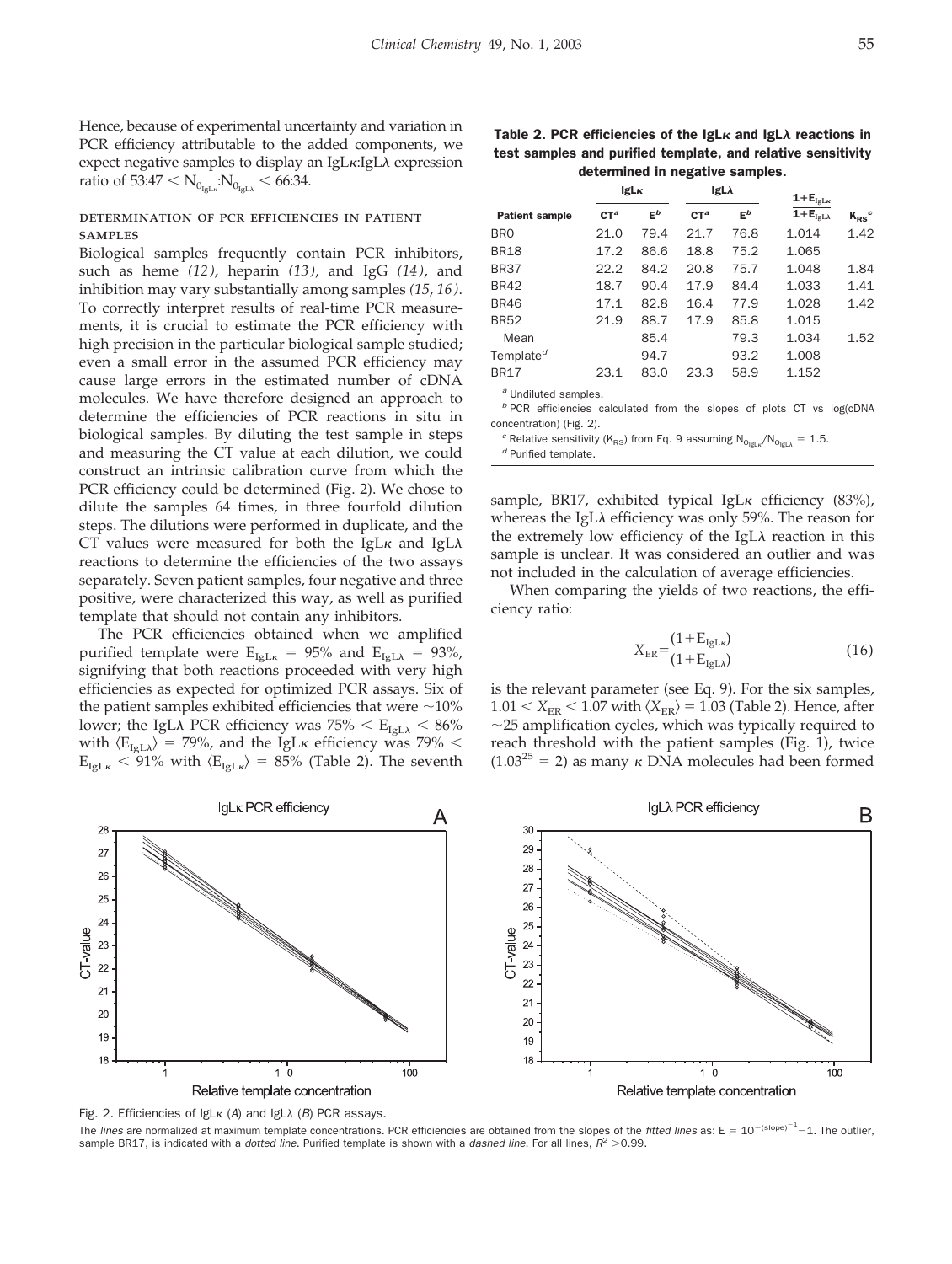Hence, because of experimental uncertainty and variation in PCR efficiency attributable to the added components, we expect negative samples to display an IgLκ:IgLλ expression ratio of $53{:}47 < N_{0_{IgL\kappa}}{:}N_{0_{IgL\lambda}} < 66{:}34$.

### determination of pcr efficiencies in patient samples

Biological samples frequently contain PCR inhibitors, such as heme *(12)*, heparin *(13)*, and IgG *(14)*, and inhibition may vary substantially among samples *(15, 16)*. To correctly interpret results of real-time PCR measurements, it is crucial to estimate the PCR efficiency with high precision in the particular biological sample studied; even a small error in the assumed PCR efficiency may cause large errors in the estimated number of cDNA molecules. We have therefore designed an approach to determine the efficiencies of PCR reactions in situ in biological samples. By diluting the test sample in steps and measuring the CT value at each dilution, we could construct an intrinsic calibration curve from which the PCR efficiency could be determined (Fig. 2). We chose to dilute the samples 64 times, in three fourfold dilution steps. The dilutions were performed in duplicate, and the CT values were measured for both the IgLκ and IgLλ reactions to determine the efficiencies of the two assays separately. Seven patient samples, four negative and three positive, were characterized this way, as well as purified template that should not contain any inhibitors.

The PCR efficiencies obtained when we amplified purified template were $E_{IgL\kappa} = 95\%$ and $E_{IgL\lambda} = 93\%$, signifying that both reactions proceeded with very high efficiencies as expected for optimized PCR assays. Six of the patient samples exhibited efficiencies that were ~10% lower; the IgLλ PCR efficiency was $75\% < E_{IgL\lambda} < 86\%$ with $\langle E_{IgL\lambda}\rangle = 79\%$, and the IgLκ efficiency was $79\% < E_{IgL\kappa} < 91\%$ with $\langle E_{IgL\kappa}\rangle = 85\%$ (Table 2). The seventh sample, BR17, exhibited typical IgLκ efficiency (83%), whereas the IgLλ efficiency was only 59%. The reason for the extremely low efficiency of the IgLλ reaction in this sample is unclear. It was considered an outlier and was not included in the calculation of average efficiencies.

**Table 2. PCR efficiencies of the IgLκ and IgLλ reactions in test samples and purified template, and relative sensitivity determined in negative samples.**

| | IgLκ | | IgLλ | | | |
|---|---|---|---|---|---|---|
| Patient sample | CT[a] | E[b] | CT[a] | E[b] | $\frac{1+E_{IgL\kappa}}{1+E_{IgL\lambda}}$ | $K_{RS}$[c] |
| BR0 | 21.0 | 79.4 | 21.7 | 76.8 | 1.014 | 1.42 |
| BR18 | 17.2 | 86.6 | 18.8 | 75.2 | 1.065 | |
| BR37 | 22.2 | 84.2 | 20.8 | 75.7 | 1.048 | 1.84 |
| BR42 | 18.7 | 90.4 | 17.9 | 84.4 | 1.033 | 1.41 |
| BR46 | 17.1 | 82.8 | 16.4 | 77.9 | 1.028 | 1.42 |
| BR52 | 21.9 | 88.7 | 17.9 | 85.8 | 1.015 | |
| Mean | | 85.4 | | 79.3 | 1.034 | 1.52 |
| Template[d] | | 94.7 | | 93.2 | 1.008 | |
| BR17 | 23.1 | 83.0 | 23.3 | 58.9 | 1.152 | |

[a] Undiluted samples.
[b] PCR efficiencies calculated from the slopes of plots CT vs log(cDNA concentration) (Fig. 2).
[c] Relative sensitivity ($K_{RS}$) from Eq. 9 assuming $N_{0_{IgL\kappa}}/N_{0_{IgL\lambda}} = 1.5$.
[d] Purified template.

When comparing the yields of two reactions, the efficiency ratio:

$$X_{ER} = \frac{(1+E_{IgL\kappa})}{(1+E_{IgL\lambda})} \tag{16}$$

is the relevant parameter (see Eq. 9). For the six samples, $1.01 < X_{ER} < 1.07$ with $\langle X_{ER}\rangle = 1.03$ (Table 2). Hence, after ~25 amplification cycles, which was typically required to reach threshold with the patient samples (Fig. 1), twice ($1.03^{25} = 2$) as many κ DNA molecules had been formed

Fig. 2. Efficiencies of IgLκ (*A*) and IgLλ (*B*) PCR assays.

The *lines* are normalized at maximum template concentrations. PCR efficiencies are obtained from the slopes of the *fitted lines* as: $E = 10^{-(\text{slope})^{-1}} - 1$. The outlier, sample BR17, is indicated with a *dotted line*. Purified template is shown with a *dashed line*. For all lines, $R^2 > 0.99$.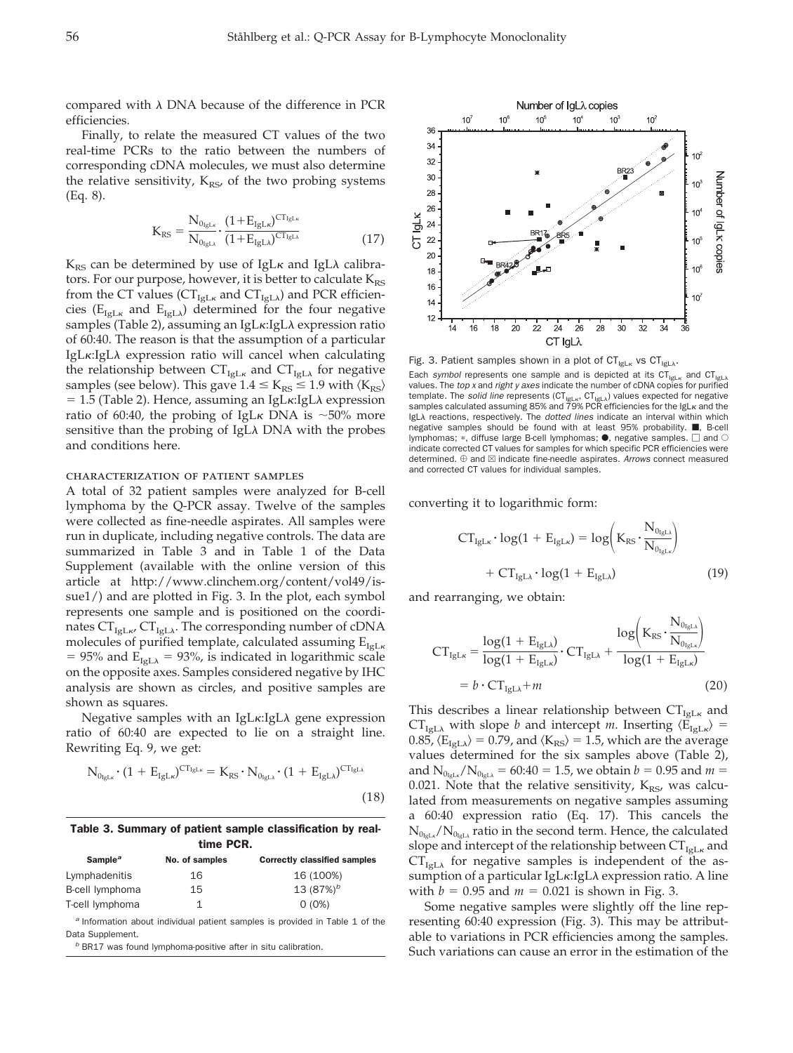compared with λ DNA because of the difference in PCR efficiencies.

Finally, to relate the measured CT values of the two real-time PCRs to the ratio between the numbers of corresponding cDNA molecules, we must also determine the relative sensitivity, $K_{RS}$, of the two probing systems (Eq. 8).

$$K_{RS} = \frac{N_{0_{IgL\kappa}}}{N_{0_{IgL\lambda}}} \cdot \frac{(1+E_{IgL\kappa})^{CT_{IgL\kappa}}}{(1+E_{IgL\lambda})^{CT_{IgL\lambda}}} \tag{17}$$

$K_{RS}$ can be determined by use of IgLκ and IgLλ calibrators. For our purpose, however, it is better to calculate $K_{RS}$ from the CT values ($CT_{IgL\kappa}$ and $CT_{IgL\lambda}$) and PCR efficiencies ($E_{IgL\kappa}$ and $E_{IgL\lambda}$) determined for the four negative samples (Table 2), assuming an IgLκ:IgLλ expression ratio of 60:40. The reason is that the assumption of a particular IgLκ:IgLλ expression ratio will cancel when calculating the relationship between $CT_{IgL\kappa}$ and $CT_{IgL\lambda}$ for negative samples (see below). This gave $1.4 \leq K_{RS} \leq 1.9$ with $\langle K_{RS} \rangle = 1.5$ (Table 2). Hence, assuming an IgLκ:IgLλ expression ratio of 60:40, the probing of IgLκ DNA is ~50% more sensitive than the probing of IgLλ DNA with the probes and conditions here.

### characterization of patient samples

A total of 32 patient samples were analyzed for B-cell lymphoma by the Q-PCR assay. Twelve of the samples were collected as fine-needle aspirates. All samples were run in duplicate, including negative controls. The data are summarized in Table 3 and in Table 1 of the Data Supplement (available with the online version of this article at http://www.clinchem.org/content/vol49/issue1/) and are plotted in Fig. 3. In the plot, each symbol represents one sample and is positioned on the coordinates $CT_{IgL\kappa}$, $CT_{IgL\lambda}$. The corresponding number of cDNA molecules of purified template, calculated assuming $E_{IgL\kappa} = 95\%$ and $E_{IgL\lambda} = 93\%$, is indicated in logarithmic scale on the opposite axes. Samples considered negative by IHC analysis are shown as circles, and positive samples are shown as squares.

Negative samples with an IgLκ:IgLλ gene expression ratio of 60:40 are expected to lie on a straight line. Rewriting Eq. 9, we get:

$$N_{0_{IgL\kappa}} \cdot (1 + E_{IgL\kappa})^{CT_{IgL\kappa}} = K_{RS} \cdot N_{0_{IgL\lambda}} \cdot (1 + E_{IgL\lambda})^{CT_{IgL\lambda}} \tag{18}$$

**Table 3. Summary of patient sample classification by real-time PCR.**

| Sample[a] | No. of samples | Correctly classified samples |
|---|---|---|
| Lymphadenitis | 16 | 16 (100%) |
| B-cell lymphoma | 15 | 13 (87%)[b] |
| T-cell lymphoma | 1 | 0 (0%) |

[a] Information about individual patient samples is provided in Table 1 of the Data Supplement.

[b] BR17 was found lymphoma-positive after in situ calibration.

Fig. 3. Patient samples shown in a plot of $CT_{IgL\kappa}$ vs $CT_{IgL\lambda}$.

Each *symbol* represents one sample and is depicted at its $CT_{IgL\kappa}$ and $CT_{IgL\lambda}$ values. The *top x* and *right y axes* indicate the number of cDNA copies for purified template. The *solid line* represents ($CT_{IgL\kappa}$, $CT_{IgL\lambda}$) values expected for negative samples calculated assuming 85% and 79% PCR efficiencies for the IgLκ and the IgLλ reactions, respectively. The *dotted lines* indicate an interval within which negative samples should be found with at least 95% probability. ■, B-cell lymphomas; ∗, diffuse large B-cell lymphomas; ●, negative samples. □ and ○ indicate corrected CT values for samples for which specific PCR efficiencies were determined. ⊕ and ⊠ indicate fine-needle aspirates. *Arrows* connect measured and corrected CT values for individual samples.

converting it to logarithmic form:

$$CT_{IgL\kappa} \cdot \log(1 + E_{IgL\kappa}) = \log\left(K_{RS} \cdot \frac{N_{0_{IgL\lambda}}}{N_{0_{IgL\kappa}}}\right) + CT_{IgL\lambda} \cdot \log(1 + E_{IgL\lambda}) \tag{19}$$

and rearranging, we obtain:

$$CT_{IgL\kappa} = \frac{\log(1 + E_{IgL\lambda})}{\log(1 + E_{IgL\kappa})} \cdot CT_{IgL\lambda} + \frac{\log\left(K_{RS} \cdot \frac{N_{0_{IgL\lambda}}}{N_{0_{IgL\kappa}}}\right)}{\log(1 + E_{IgL\kappa})} = b \cdot CT_{IgL\lambda} + m \tag{20}$$

This describes a linear relationship between $CT_{IgL\kappa}$ and $CT_{IgL\lambda}$ with slope $b$ and intercept $m$. Inserting $\langle E_{IgL\kappa} \rangle = 0.85$, $\langle E_{IgL\lambda} \rangle = 0.79$, and $\langle K_{RS} \rangle = 1.5$, which are the average values determined for the six samples above (Table 2), and $N_{0_{IgL\kappa}}/N_{0_{IgL\lambda}} = 60{:}40 = 1.5$, we obtain $b = 0.95$ and $m = 0.021$. Note that the relative sensitivity, $K_{RS}$, was calculated from measurements on negative samples assuming a 60:40 expression ratio (Eq. 17). This cancels the $N_{0_{IgL\kappa}}/N_{0_{IgL\lambda}}$ ratio in the second term. Hence, the calculated slope and intercept of the relationship between $CT_{IgL\kappa}$ and $CT_{IgL\lambda}$ for negative samples is independent of the assumption of a particular IgLκ:IgLλ expression ratio. A line with $b = 0.95$ and $m = 0.021$ is shown in Fig. 3.

Some negative samples were slightly off the line representing 60:40 expression (Fig. 3). This may be attributable to variations in PCR efficiencies among the samples. Such variations can cause an error in the estimation of the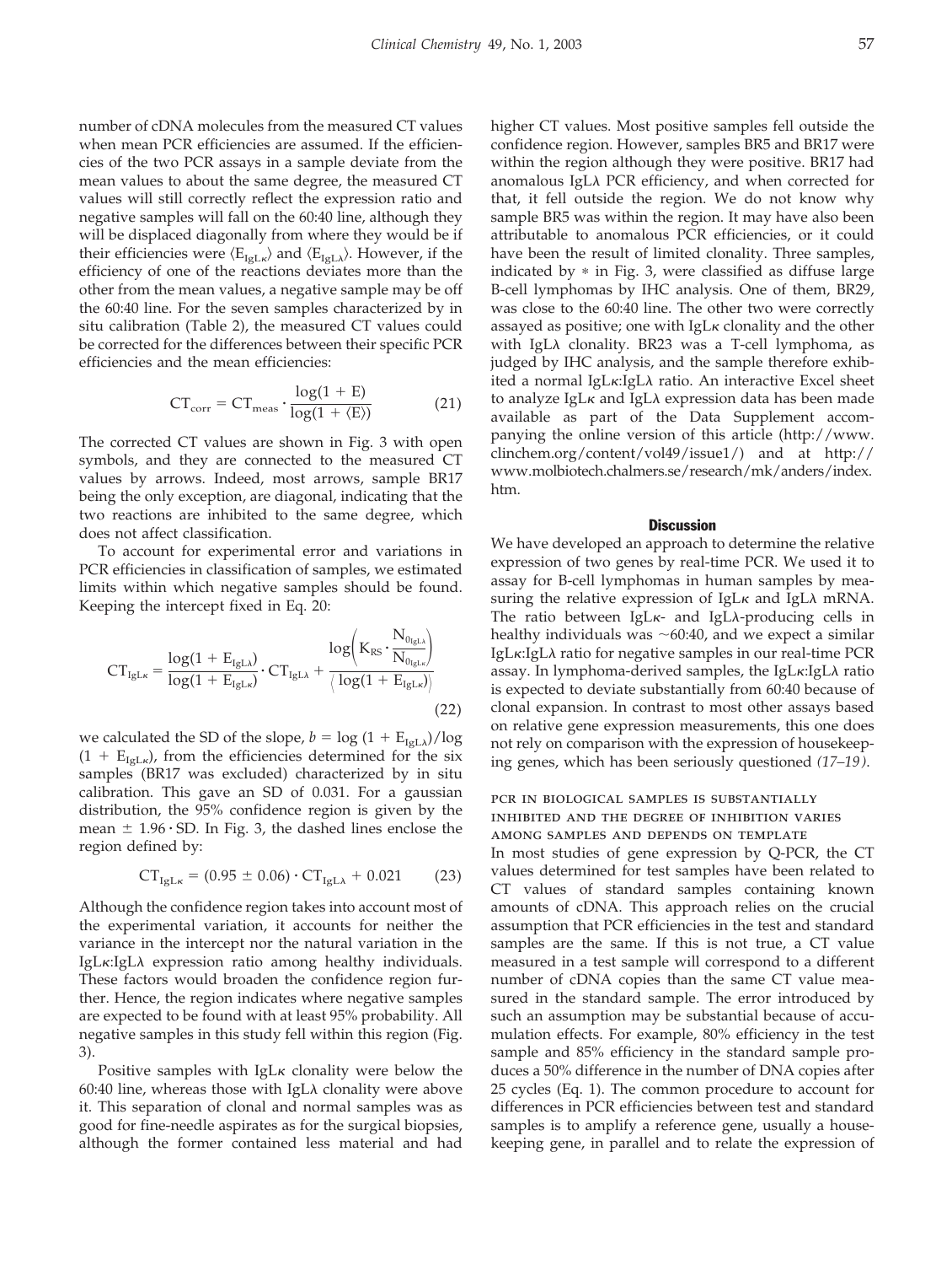number of cDNA molecules from the measured CT values when mean PCR efficiencies are assumed. If the efficiencies of the two PCR assays in a sample deviate from the mean values to about the same degree, the measured CT values will still correctly reflect the expression ratio and negative samples will fall on the 60:40 line, although they will be displaced diagonally from where they would be if their efficiencies were $\langle E_{IgL\kappa} \rangle$ and $\langle E_{IgL\lambda} \rangle$. However, if the efficiency of one of the reactions deviates more than the other from the mean values, a negative sample may be off the 60:40 line. For the seven samples characterized by in situ calibration (Table 2), the measured CT values could be corrected for the differences between their specific PCR efficiencies and the mean efficiencies:

$$CT_{corr} = CT_{meas} \cdot \frac{\log(1 + E)}{\log(1 + \langle E \rangle)} \tag{21}$$

The corrected CT values are shown in Fig. 3 with open symbols, and they are connected to the measured CT values by arrows. Indeed, most arrows, sample BR17 being the only exception, are diagonal, indicating that the two reactions are inhibited to the same degree, which does not affect classification.

To account for experimental error and variations in PCR efficiencies in classification of samples, we estimated limits within which negative samples should be found. Keeping the intercept fixed in Eq. 20:

$$CT_{IgL\kappa} = \frac{\log(1 + E_{IgL\lambda})}{\log(1 + E_{IgL\kappa})} \cdot CT_{IgL\lambda} + \frac{\log\left(K_{RS} \cdot \frac{N_{0_{IgL\lambda}}}{N_{0_{IgL\kappa}}}\right)}{\langle \log(1 + E_{IgL\kappa}) \rangle} \tag{22}$$

we calculated the SD of the slope, $b = \log(1 + E_{IgL\lambda})/\log(1 + E_{IgL\kappa})$, from the efficiencies determined for the six samples (BR17 was excluded) characterized by in situ calibration. This gave an SD of 0.031. For a gaussian distribution, the 95% confidence region is given by the mean $\pm$ 1.96 $\cdot$ SD. In Fig. 3, the dashed lines enclose the region defined by:

$$CT_{IgL\kappa} = (0.95 \pm 0.06) \cdot CT_{IgL\lambda} + 0.021 \tag{23}$$

Although the confidence region takes into account most of the experimental variation, it accounts for neither the variance in the intercept nor the natural variation in the IgLκ:IgLλ expression ratio among healthy individuals. These factors would broaden the confidence region further. Hence, the region indicates where negative samples are expected to be found with at least 95% probability. All negative samples in this study fell within this region (Fig. 3).

Positive samples with IgLκ clonality were below the 60:40 line, whereas those with IgLλ clonality were above it. This separation of clonal and normal samples was as good for fine-needle aspirates as for the surgical biopsies, although the former contained less material and had higher CT values. Most positive samples fell outside the confidence region. However, samples BR5 and BR17 were within the region although they were positive. BR17 had anomalous IgLλ PCR efficiency, and when corrected for that, it fell outside the region. We do not know why sample BR5 was within the region. It may have also been attributable to anomalous PCR efficiencies, or it could have been the result of limited clonality. Three samples, indicated by * in Fig. 3, were classified as diffuse large B-cell lymphomas by IHC analysis. One of them, BR29, was close to the 60:40 line. The other two were correctly assayed as positive; one with IgLκ clonality and the other with IgLλ clonality. BR23 was a T-cell lymphoma, as judged by IHC analysis, and the sample therefore exhibited a normal IgLκ:IgLλ ratio. An interactive Excel sheet to analyze IgLκ and IgLλ expression data has been made available as part of the Data Supplement accompanying the online version of this article (http://www.clinchem.org/content/vol49/issue1/) and at http://www.molbiotech.chalmers.se/research/mk/anders/index.htm.

## Discussion

We have developed an approach to determine the relative expression of two genes by real-time PCR. We used it to assay for B-cell lymphomas in human samples by measuring the relative expression of IgLκ and IgLλ mRNA. The ratio between IgLκ- and IgLλ-producing cells in healthy individuals was ~60:40, and we expect a similar IgLκ:IgLλ ratio for negative samples in our real-time PCR assay. In lymphoma-derived samples, the IgLκ:IgLλ ratio is expected to deviate substantially from 60:40 because of clonal expansion. In contrast to most other assays based on relative gene expression measurements, this one does not rely on comparison with the expression of housekeeping genes, which has been seriously questioned *(17–19)*.

### PCR in biological samples is substantially inhibited and the degree of inhibition varies among samples and depends on template

In most studies of gene expression by Q-PCR, the CT values determined for test samples have been related to CT values of standard samples containing known amounts of cDNA. This approach relies on the crucial assumption that PCR efficiencies in the test and standard samples are the same. If this is not true, a CT value measured in a test sample will correspond to a different number of cDNA copies than the same CT value measured in the standard sample. The error introduced by such an assumption may be substantial because of accumulation effects. For example, 80% efficiency in the test sample and 85% efficiency in the standard sample produces a 50% difference in the number of DNA copies after 25 cycles (Eq. 1). The common procedure to account for differences in PCR efficiencies between test and standard samples is to amplify a reference gene, usually a housekeeping gene, in parallel and to relate the expression of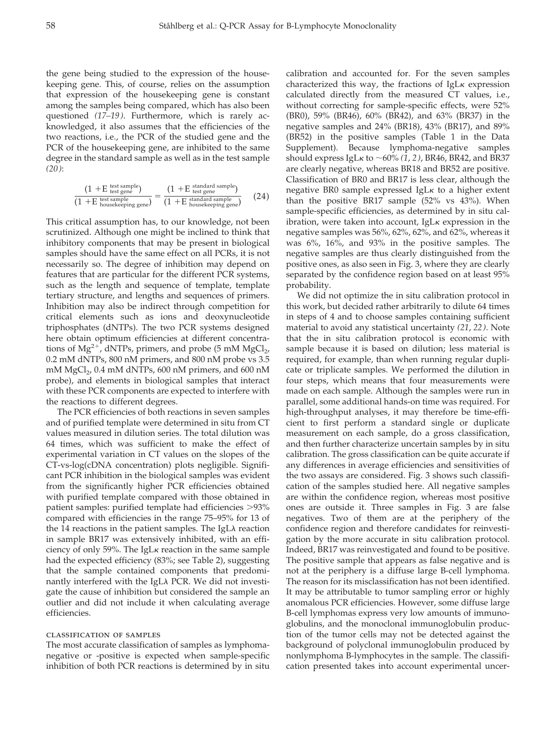the gene being studied to the expression of the housekeeping gene. This, of course, relies on the assumption that expression of the housekeeping gene is constant among the samples being compared, which has also been questioned *(17–19)*. Furthermore, which is rarely acknowledged, it also assumes that the efficiencies of the two reactions, i.e., the PCR of the studied gene and the PCR of the housekeeping gene, are inhibited to the same degree in the standard sample as well as in the test sample *(20)*:

$$\frac{(1 + E_{\text{test gene}}^{\text{test sample}})}{(1 + E_{\text{housekeeping gene}}^{\text{test sample}})} = \frac{(1 + E_{\text{test gene}}^{\text{standard sample}})}{(1 + E_{\text{housekeeping gene}}^{\text{standard sample}})} \quad (24)$$

This critical assumption has, to our knowledge, not been scrutinized. Although one might be inclined to think that inhibitory components that may be present in biological samples should have the same effect on all PCRs, it is not necessarily so. The degree of inhibition may depend on features that are particular for the different PCR systems, such as the length and sequence of template, template tertiary structure, and lengths and sequences of primers. Inhibition may also be indirect through competition for critical elements such as ions and deoxynucleotide triphosphates (dNTPs). The two PCR systems designed here obtain optimum efficiencies at different concentrations of $Mg^{2+}$, dNTPs, primers, and probe (5 mM $MgCl_2$, 0.2 mM dNTPs, 800 nM primers, and 800 nM probe vs 3.5 mM $MgCl_2$, 0.4 mM dNTPs, 600 nM primers, and 600 nM probe), and elements in biological samples that interact with these PCR components are expected to interfere with the reactions to different degrees.

The PCR efficiencies of both reactions in seven samples and of purified template were determined in situ from CT values measured in dilution series. The total dilution was 64 times, which was sufficient to make the effect of experimental variation in CT values on the slopes of the CT-vs-log(cDNA concentration) plots negligible. Significant PCR inhibition in the biological samples was evident from the significantly higher PCR efficiencies obtained with purified template compared with those obtained in patient samples: purified template had efficiencies >93% compared with efficiencies in the range 75–95% for 13 of the 14 reactions in the patient samples. The IgLλ reaction in sample BR17 was extensively inhibited, with an efficiency of only 59%. The IgLκ reaction in the same sample had the expected efficiency (83%; see Table 2), suggesting that the sample contained components that predominantly interfered with the IgLλ PCR. We did not investigate the cause of inhibition but considered the sample an outlier and did not include it when calculating average efficiencies.

### Classification of samples

The most accurate classification of samples as lymphoma-negative or -positive is expected when sample-specific inhibition of both PCR reactions is determined by in situ calibration and accounted for. For the seven samples characterized this way, the fractions of IgLκ expression calculated directly from the measured CT values, i.e., without correcting for sample-specific effects, were 52% (BR0), 59% (BR46), 60% (BR42), and 63% (BR37) in the negative samples and 24% (BR18), 43% (BR17), and 89% (BR52) in the positive samples (Table 1 in the Data Supplement). Because lymphoma-negative samples should express IgLκ to ~60% *(1, 2)*, BR46, BR42, and BR37 are clearly negative, whereas BR18 and BR52 are positive. Classification of BR0 and BR17 is less clear, although the negative BR0 sample expressed IgLκ to a higher extent than the positive BR17 sample (52% vs 43%). When sample-specific efficiencies, as determined by in situ calibration, were taken into account, IgLκ expression in the negative samples was 56%, 62%, 62%, and 62%, whereas it was 6%, 16%, and 93% in the positive samples. The negative samples are thus clearly distinguished from the positive ones, as also seen in Fig. 3, where they are clearly separated by the confidence region based on at least 95% probability.

We did not optimize the in situ calibration protocol in this work, but decided rather arbitrarily to dilute 64 times in steps of 4 and to choose samples containing sufficient material to avoid any statistical uncertainty *(21, 22)*. Note that the in situ calibration protocol is economic with sample because it is based on dilution; less material is required, for example, than when running regular duplicate or triplicate samples. We performed the dilution in four steps, which means that four measurements were made on each sample. Although the samples were run in parallel, some additional hands-on time was required. For high-throughput analyses, it may therefore be time-efficient to first perform a standard single or duplicate measurement on each sample, do a gross classification, and then further characterize uncertain samples by in situ calibration. The gross classification can be quite accurate if any differences in average efficiencies and sensitivities of the two assays are considered. Fig. 3 shows such classification of the samples studied here. All negative samples are within the confidence region, whereas most positive ones are outside it. Three samples in Fig. 3 are false negatives. Two of them are at the periphery of the confidence region and therefore candidates for reinvestigation by the more accurate in situ calibration protocol. Indeed, BR17 was reinvestigated and found to be positive. The positive sample that appears as false negative and is not at the periphery is a diffuse large B-cell lymphoma. The reason for its misclassification has not been identified. It may be attributable to tumor sampling error or highly anomalous PCR efficiencies. However, some diffuse large B-cell lymphomas express very low amounts of immunoglobulins, and the monoclonal immunoglobulin production of the tumor cells may not be detected against the background of polyclonal immunoglobulin produced by nonlymphoma B-lymphocytes in the sample. The classification presented takes into account experimental uncer-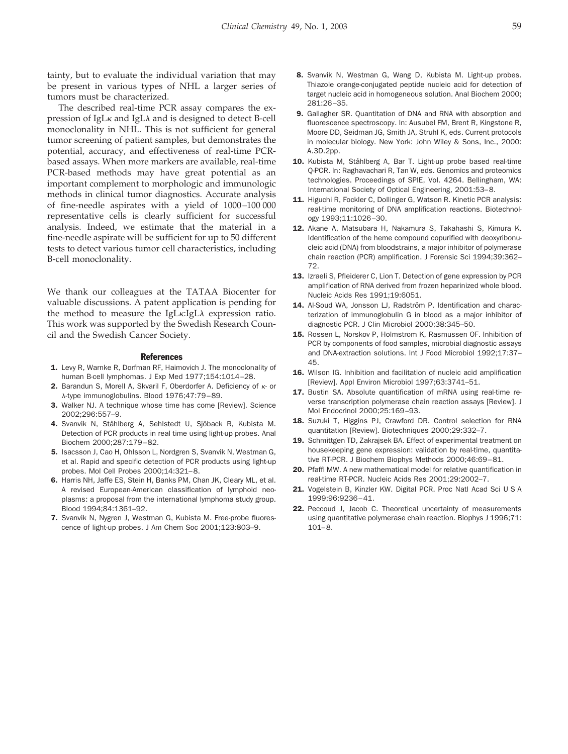tainty, but to evaluate the individual variation that may be present in various types of NHL a larger series of tumors must be characterized.

The described real-time PCR assay compares the expression of IgL$\kappa$ and IgL$\lambda$ and is designed to detect B-cell monoclonality in NHL. This is not sufficient for general tumor screening of patient samples, but demonstrates the potential, accuracy, and effectiveness of real-time PCR-based assays. When more markers are available, real-time PCR-based methods may have great potential as an important complement to morphologic and immunologic methods in clinical tumor diagnostics. Accurate analysis of fine-needle aspirates with a yield of 1000–100 000 representative cells is clearly sufficient for successful analysis. Indeed, we estimate that the material in a fine-needle aspirate will be sufficient for up to 50 different tests to detect various tumor cell characteristics, including B-cell monoclonality.

We thank our colleagues at the TATAA Biocenter for valuable discussions. A patent application is pending for the method to measure the IgL$\kappa$:IgL$\lambda$ expression ratio. This work was supported by the Swedish Research Council and the Swedish Cancer Society.

## References

1. Levy R, Warnke R, Dorfman RF, Haimovich J. The monoclonality of human B-cell lymphomas. J Exp Med 1977;154:1014–28.
2. Barandun S, Morell A, Skvaril F, Oberdorfer A. Deficiency of $\kappa$- or $\lambda$-type immunoglobulins. Blood 1976;47:79–89.
3. Walker NJ. A technique whose time has come [Review]. Science 2002;296:557–9.
4. Svanvik N, Ståhlberg A, Sehlstedt U, Sjöback R, Kubista M. Detection of PCR products in real time using light-up probes. Anal Biochem 2000;287:179–82.
5. Isacsson J, Cao H, Ohlsson L, Nordgren S, Svanvik N, Westman G, et al. Rapid and specific detection of PCR products using light-up probes. Mol Cell Probes 2000;14:321–8.
6. Harris NH, Jaffe ES, Stein H, Banks PM, Chan JK, Cleary ML, et al. A revised European-American classification of lymphoid neoplasms: a proposal from the international lymphoma study group. Blood 1994;84:1361–92.
7. Svanvik N, Nygren J, Westman G, Kubista M. Free-probe fluorescence of light-up probes. J Am Chem Soc 2001;123:803–9.
8. Svanvik N, Westman G, Wang D, Kubista M. Light-up probes. Thiazole orange-conjugated peptide nucleic acid for detection of target nucleic acid in homogeneous solution. Anal Biochem 2000;281:26–35.
9. Gallagher SR. Quantitation of DNA and RNA with absorption and fluorescence spectroscopy. In: Ausubel FM, Brent R, Kingstone R, Moore DD, Seidman JG, Smith JA, Struhl K, eds. Current protocols in molecular biology. New York: John Wiley & Sons, Inc., 2000: A.3D.2pp.
10. Kubista M, Ståhlberg A, Bar T. Light-up probe based real-time Q-PCR. In: Raghavachari R, Tan W, eds. Genomics and proteomics technologies. Proceedings of SPIE, Vol. 4264. Bellingham, WA: International Society of Optical Engineering, 2001:53–8.
11. Higuchi R, Fockler C, Dollinger G, Watson R. Kinetic PCR analysis: real-time monitoring of DNA amplification reactions. Biotechnology 1993;11:1026–30.
12. Akane A, Matsubara H, Nakamura S, Takahashi S, Kimura K. Identification of the heme compound copurified with deoxyribonucleic acid (DNA) from bloodstrains, a major inhibitor of polymerase chain reaction (PCR) amplification. J Forensic Sci 1994;39:362–72.
13. Izraeli S, Pfleiderer C, Lion T. Detection of gene expression by PCR amplification of RNA derived from frozen heparinized whole blood. Nucleic Acids Res 1991;19:6051.
14. Al-Soud WA, Jonsson LJ, Radström P. Identification and characterization of immunoglobulin G in blood as a major inhibitor of diagnostic PCR. J Clin Microbiol 2000;38:345–50.
15. Rossen L, Norskov P, Holmstrom K, Rasmussen OF. Inhibition of PCR by components of food samples, microbial diagnostic assays and DNA-extraction solutions. Int J Food Microbiol 1992;17:37–45.
16. Wilson IG. Inhibition and facilitation of nucleic acid amplification [Review]. Appl Environ Microbiol 1997;63:3741–51.
17. Bustin SA. Absolute quantification of mRNA using real-time reverse transcription polymerase chain reaction assays [Review]. J Mol Endocrinol 2000;25:169–93.
18. Suzuki T, Higgins PJ, Crawford DR. Control selection for RNA quantitation [Review]. Biotechniques 2000;29:332–7.
19. Schmittgen TD, Zakrajsek BA. Effect of experimental treatment on housekeeping gene expression: validation by real-time, quantitative RT-PCR. J Biochem Biophys Methods 2000;46:69–81.
20. Pfaffl MW. A new mathematical model for relative quantification in real-time RT-PCR. Nucleic Acids Res 2001;29:2002–7.
21. Vogelstein B, Kinzler KW. Digital PCR. Proc Natl Acad Sci U S A 1999;96:9236–41.
22. Peccoud J, Jacob C. Theoretical uncertainty of measurements using quantitative polymerase chain reaction. Biophys J 1996;71:101–8.